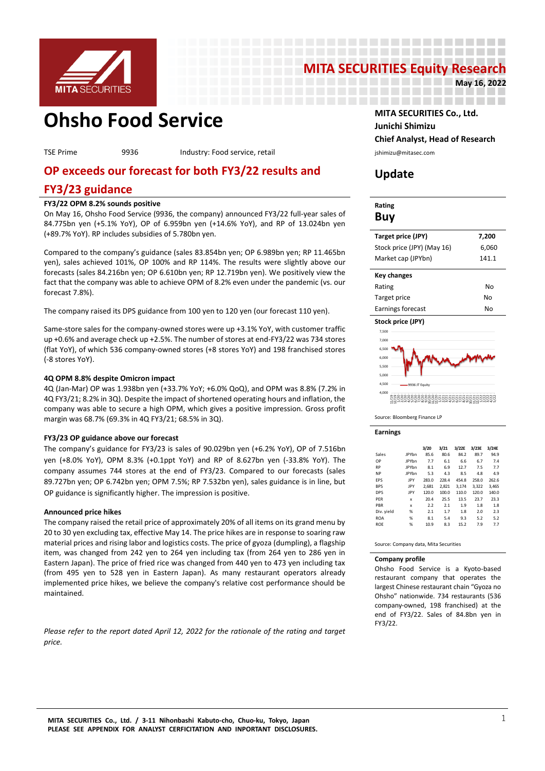# MITA SECURITIES Equity Research

**May 16, 2022**

# Ohsho Food Service

TSE Prime 9936 Industry: Food service, retail

**MITA SECURITIES Co., Ltd.**
**Junichi Shimizu**
**Chief Analyst, Head of Research**
jshimizu@mitasec.com

## Update

## OP exceeds our forecast for both FY3/22 results and FY3/23 guidance

**FY3/22 OPM 8.2% sounds positive**

On May 16, Ohsho Food Service (9936, the company) announced FY3/22 full-year sales of 84.775bn yen (+5.1% YoY), OP of 6.959bn yen (+14.6% YoY), and RP of 13.024bn yen (+89.7% YoY). RP includes subsidies of 5.780bn yen.

Compared to the company's guidance (sales 83.854bn yen; OP 6.989bn yen; RP 11.465bn yen), sales achieved 101%, OP 100% and RP 114%. The results were slightly above our forecasts (sales 84.216bn yen; OP 6.610bn yen; RP 12.719bn yen). We positively view the fact that the company was able to achieve OPM of 8.2% even under the pandemic (vs. our forecast 7.8%).

The company raised its DPS guidance from 100 yen to 120 yen (our forecast 110 yen).

Same-store sales for the company-owned stores were up +3.1% YoY, with customer traffic up +0.6% and average check up +2.5%. The number of stores at end-FY3/22 was 734 stores (flat YoY), of which 536 company-owned stores (+8 stores YoY) and 198 franchised stores (-8 stores YoY).

**4Q OPM 8.8% despite Omicron impact**

4Q (Jan-Mar) OP was 1.938bn yen (+33.7% YoY; +6.0% QoQ), and OPM was 8.8% (7.2% in 4Q FY3/21; 8.2% in 3Q). Despite the impact of shortened operating hours and inflation, the company was able to secure a high OPM, which gives a positive impression. Gross profit margin was 68.7% (69.3% in 4Q FY3/21; 68.5% in 3Q).

**FY3/23 OP guidance above our forecast**

The company's guidance for FY3/23 is sales of 90.029bn yen (+6.2% YoY), OP of 7.516bn yen (+8.0% YoY), OPM 8.3% (+0.1ppt YoY) and RP of 8.627bn yen (-33.8% YoY). The company assumes 744 stores at the end of FY3/23. Compared to our forecasts (sales 89.727bn yen; OP 6.742bn yen; OPM 7.5%; RP 7.532bn yen), sales guidance is in line, but OP guidance is significantly higher. The impression is positive.

**Announced price hikes**

The company raised the retail price of approximately 20% of all items on its grand menu by 20 to 30 yen excluding tax, effective May 14. The price hikes are in response to soaring raw material prices and rising labor and logistics costs. The price of gyoza (dumpling), a flagship item, was changed from 242 yen to 264 yen including tax (from 264 yen to 286 yen in Eastern Japan). The price of fried rice was changed from 440 yen to 473 yen including tax (from 495 yen to 528 yen in Eastern Japan). As many restaurant operators already implemented price hikes, we believe the company's relative cost performance should be maintained.

*Please refer to the report dated April 12, 2022 for the rationale of the rating and target price.*

---

**Rating**

**Buy**

| Target price (JPY) | 7,200 |
|---|---|
| Stock price (JPY) (May 16) | 6,060 |
| Market cap (JPYbn) | 141.1 |

| Key changes | |
|---|---|
| Rating | No |
| Target price | No |
| Earnings forecast | No |

**Stock price (JPY)**

Source: Bloomberg Finance LP

**Earnings**

| | | 3/20 | 3/21 | 3/22E | 3/23E | 3/24E |
|---|---|---|---|---|---|---|
| Sales | JPYbn | 85.6 | 80.6 | 84.2 | 89.7 | 94.9 |
| OP | JPYbn | 7.7 | 6.1 | 6.6 | 6.7 | 7.4 |
| RP | JPYbn | 8.1 | 6.9 | 12.7 | 7.5 | 7.7 |
| NP | JPYbn | 5.3 | 4.3 | 8.5 | 4.8 | 4.9 |
| EPS | JPY | 283.0 | 228.4 | 454.8 | 258.0 | 262.6 |
| BPS | JPY | 2,681 | 2,821 | 3,174 | 3,322 | 3,465 |
| DPS | JPY | 120.0 | 100.0 | 110.0 | 120.0 | 140.0 |
| PER | x | 20.4 | 25.5 | 13.5 | 23.7 | 23.3 |
| PBR | x | 2.2 | 2.1 | 1.9 | 1.8 | 1.8 |
| Div. yield | % | 2.1 | 1.7 | 1.8 | 2.0 | 2.3 |
| ROA | % | 8.1 | 5.4 | 9.3 | 5.2 | 5.2 |
| ROE | % | 10.9 | 8.3 | 15.2 | 7.9 | 7.7 |

Source: Company data, Mita Securities

**Company profile**

Ohsho Food Service is a Kyoto-based restaurant company that operates the largest Chinese restaurant chain "Gyoza no Ohsho" nationwide. 734 restaurants (536 company-owned, 198 franchised) at the end of FY3/22. Sales of 84.8bn yen in FY3/22.

---

MITA SECURITIES Co., Ltd. / 3-11 Nihonbashi Kabuto-cho, Chuo-ku, Tokyo, Japan
PLEASE SEE APPENDIX FOR ANALYST CERFICITATION AND INPORTANT DISCLOSURES.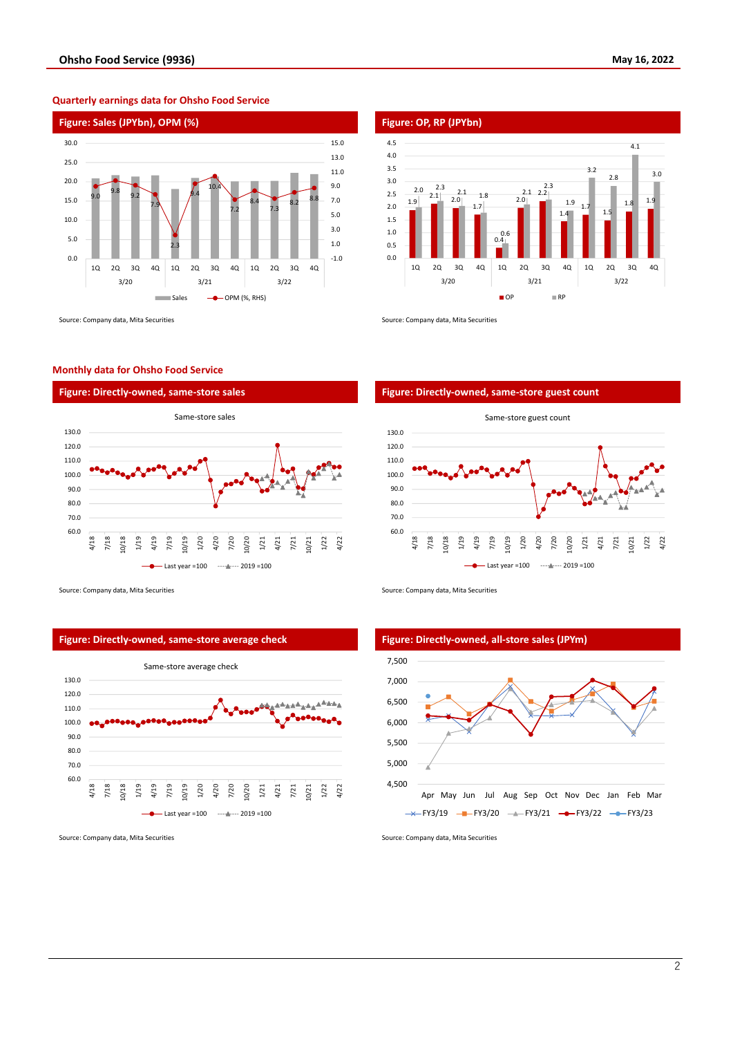## Quarterly earnings data for Ohsho Food Service

### Figure: Sales (JPYbn), OPM (%)

| | 3/20 1Q | 2Q | 3Q | 4Q | 3/21 1Q | 2Q | 3Q | 4Q | 3/22 1Q | 2Q | 3Q | 4Q |
|---|---|---|---|---|---|---|---|---|---|---|---|---|
| OPM (%, RHS) | 9.0 | 9.8 | 9.2 | 7.9 | 2.3 | 9.4 | 10.4 | 7.2 | 8.4 | 7.3 | 8.2 | 8.8 |

Source: Company data, Mita Securities

### Figure: OP, RP (JPYbn)

| | 3/20 1Q | 2Q | 3Q | 4Q | 3/21 1Q | 2Q | 3Q | 4Q | 3/22 1Q | 2Q | 3Q | 4Q |
|---|---|---|---|---|---|---|---|---|---|---|---|---|
| OP | 1.9 | 2.1 | 2.0 | 1.7 | 0.4 | 2.0 | 2.2 | 1.4 | 1.7 | 1.5 | 1.8 | 1.9 |
| RP | 2.0 | 2.3 | 2.1 | 1.8 | 0.6 | 2.1 | 2.3 | 1.9 | 3.2 | 2.8 | 4.1 | 3.0 |

Source: Company data, Mita Securities

## Monthly data for Ohsho Food Service

### Figure: Directly-owned, same-store sales

Same-store sales

Last year =100 / 2019 =100

Source: Company data, Mita Securities

### Figure: Directly-owned, same-store guest count

Same-store guest count

Last year =100 / 2019 =100

Source: Company data, Mita Securities

### Figure: Directly-owned, same-store average check

Same-store average check

Last year =100 / 2019 =100

Source: Company data, Mita Securities

### Figure: Directly-owned, all-store sales (JPYm)

FY3/19 / FY3/20 / FY3/21 / FY3/22 / FY3/23

Source: Company data, Mita Securities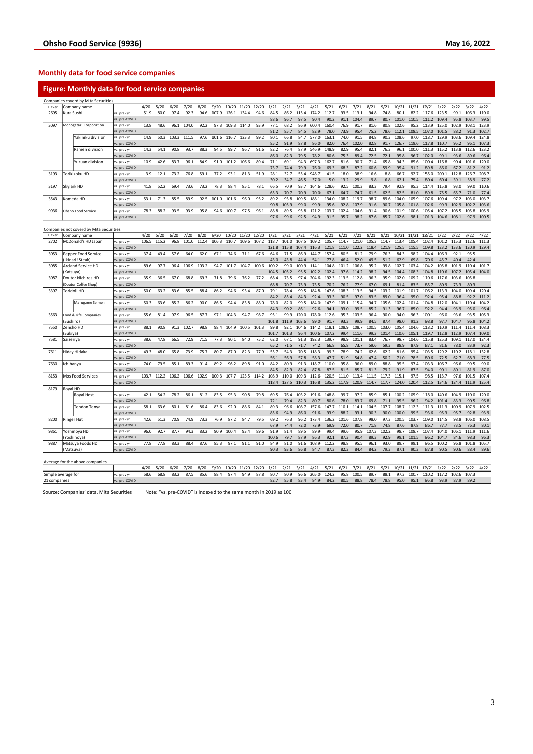## Monthly data for food service companies

### Figure: Monthly data for food service companies

Companies coverd by Mita Securities

| Ticker | Company name | | 4/20 | 5/20 | 6/20 | 7/20 | 8/20 | 9/20 | 10/20 | 11/20 | 12/20 | 1/21 | 2/21 | 3/21 | 4/21 | 5/21 | 6/21 | 7/21 | 8/21 | 9/21 | 10/21 | 11/21 | 12/21 | 1/22 | 2/22 | 3/22 | 4/22 |
|---|---|---|---|---|---|---|---|---|---|---|---|---|---|---|---|---|---|---|---|---|---|---|---|---|---|---|---|
| 2695 | Kura Sushi | vs. prev yr | 51.9 | 80.0 | 97.4 | 92.3 | 94.6 | 107.9 | 126.1 | 134.4 | 94.6 | 84.5 | 86.2 | 115.4 | 174.2 | 112.7 | 93.5 | 113.1 | 94.8 | 74.8 | 80.1 | 82.2 | 117.6 | 123.5 | 99.1 | 106.3 | 110.0 |
| | | vs. pre-COVID | | | | | | | | | | 88.6 | 96.7 | 97.5 | 90.4 | 90.2 | 91.1 | 104.4 | 89.7 | 80.7 | 101.0 | 110.5 | 111.2 | 109.4 | 95.8 | 103.7 | 99.5 |
| 3097 | Monogatari Corporation | vs. prev yr | 13.8 | 48.6 | 96.1 | 104.0 | 92.2 | 97.3 | 109.3 | 114.0 | 93.9 | 77.1 | 68.2 | 86.9 | 600.4 | 160.4 | 76.9 | 91.7 | 81.6 | 80.8 | 102.6 | 95.2 | 113.9 | 125.0 | 102.9 | 108.1 | 123.9 |
| | | vs. pre-COVID | | | | | | | | | | 81.2 | 85.7 | 84.5 | 82.9 | 78.0 | 73.9 | 95.4 | 75.2 | 78.6 | 112.1 | 108.5 | 107.0 | 101.5 | 88.2 | 91.3 | 102.7 |
| | Yakiniku division | vs. prev yr | 14.9 | 50.3 | 103.3 | 111.5 | 97.6 | 101.6 | 116.7 | 123.3 | 99.2 | 80.1 | 66.8 | 84.7 | 577.0 | 163.1 | 74.0 | 91.5 | 84.8 | 90.3 | 108.6 | 97.0 | 118.7 | 129.9 | 103.6 | 109.4 | 124.8 |
| | | vs. pre-COVID | | | | | | | | | | 85.2 | 91.9 | 87.8 | 86.0 | 82.0 | 76.4 | 102.0 | 82.8 | 91.7 | 126.7 | 119.6 | 117.8 | 110.7 | 95.2 | 96.1 | 107.3 |
| | Ramen division | vs. prev yr | 14.3 | 54.1 | 90.8 | 93.7 | 88.3 | 94.5 | 99.7 | 96.7 | 91.6 | 82.2 | 76.4 | 87.9 | 546.9 | 148.9 | 82.9 | 95.4 | 82.1 | 76.3 | 96.1 | 100.0 | 111.3 | 115.2 | 113.8 | 112.6 | 123.2 |
| | | vs. pre-COVID | | | | | | | | | | 86.0 | 82.3 | 79.5 | 78.2 | 80.6 | 75.3 | 89.4 | 72.5 | 72.1 | 95.8 | 96.7 | 102.0 | 99.1 | 93.6 | 89.6 | 96.4 |
| | Yuzuan division | vs. prev yr | 10.9 | 42.6 | 83.7 | 96.1 | 84.9 | 91.0 | 101.2 | 106.6 | 89.4 | 71.1 | 69.1 | 94.3 | 697.3 | 162.7 | 81.6 | 90.7 | 71.4 | 65.8 | 94.3 | 85.6 | 100.4 | 116.8 | 90.4 | 101.6 | 120.0 |
| | | vs. pre-COVID | | | | | | | | | | 73.7 | 74.4 | 79.9 | 76.0 | 69.3 | 68.3 | 87.2 | 60.6 | 59.9 | 95.4 | 91.2 | 89.8 | 86.0 | 67.2 | 81.2 | 91.2 |
| 3193 | Torikizoku HD | vs. prev yr | 3.9 | 12.1 | 73.2 | 76.8 | 59.1 | 77.2 | 93.1 | 81.3 | 51.9 | 28.1 | 32.7 | 55.4 | 948.7 | 41.5 | 18.0 | 38.9 | 16.6 | 8.8 | 66.7 | 92.7 | 155.0 | 200.1 | 112.8 | 126.7 | 208.7 |
| | | vs. pre-COVID | | | | | | | | | | 30.2 | 34.7 | 46.5 | 37.0 | 5.0 | 13.2 | 29.9 | 9.8 | 6.8 | 62.1 | 75.4 | 80.4 | 60.4 | 39.1 | 58.9 | 77.2 |
| 3197 | Skylark HD | vs. prev yr | 41.8 | 52.2 | 69.4 | 73.6 | 73.2 | 78.3 | 88.4 | 85.1 | 78.1 | 66.5 | 70.9 | 93.7 | 164.6 | 128.6 | 92.5 | 100.3 | 83.3 | 79.4 | 92.9 | 95.3 | 114.4 | 115.8 | 93.0 | 99.0 | 110.6 |
| | | vs. pre-COVID | | | | | | | | | | 65.3 | 70.7 | 70.9 | 70.0 | 67.1 | 64.7 | 74.7 | 61.5 | 62.5 | 82.5 | 81.0 | 89.8 | 75.5 | 65.7 | 71.0 | 77.4 |
| 3543 | Komeda HD | vs. prev yr | 53.1 | 71.3 | 85.5 | 89.9 | 92.5 | 101.0 | 101.6 | 96.0 | 95.2 | 89.2 | 93.8 | 109.5 | 188.1 | 134.0 | 108.2 | 119.7 | 98.7 | 89.6 | 104.0 | 105.9 | 107.6 | 109.4 | 97.2 | 103.0 | 103.7 |
| | | vs. pre-COVID | | | | | | | | | | 90.8 | 105.9 | 99.0 | 99.9 | 95.6 | 92.8 | 107.9 | 91.6 | 90.7 | 105.8 | 101.8 | 102.6 | 99.3 | 102.9 | 102.2 | 103.6 |
| 9936 | Ohsho Food Service | vs. prev yr | 78.3 | 88.2 | 93.5 | 93.9 | 95.8 | 94.6 | 100.7 | 97.5 | 96.1 | 88.8 | 89.5 | 95.8 | 121.2 | 103.7 | 102.4 | 104.6 | 91.4 | 90.6 | 101.9 | 100.6 | 105.4 | 107.2 | 108.5 | 105.8 | 105.9 |
| | | vs. pre-COVID | | | | | | | | | | 97.6 | 99.6 | 92.5 | 94.9 | 91.5 | 95.7 | 98.2 | 87.6 | 85.7 | 102.6 | 98.1 | 101.3 | 104.6 | 108.1 | 97.9 | 100.5 |

Companies not coverd by Mita Securities

| Ticker | Company name | | 4/20 | 5/20 | 6/20 | 7/20 | 8/20 | 9/20 | 10/20 | 11/20 | 12/20 | 1/21 | 2/21 | 3/21 | 4/21 | 5/21 | 6/21 | 7/21 | 8/21 | 9/21 | 10/21 | 11/21 | 12/21 | 1/22 | 2/22 | 3/22 | 4/22 |
|---|---|---|---|---|---|---|---|---|---|---|---|---|---|---|---|---|---|---|---|---|---|---|---|---|---|---|---|
| 2702 | McDonald's HD Japan | vs. prev yr | 106.5 | 115.2 | 96.8 | 101.0 | 112.4 | 106.3 | 110.7 | 109.6 | 107.2 | 118.7 | 101.0 | 107.5 | 109.2 | 105.7 | 114.7 | 121.0 | 105.3 | 114.7 | 113.4 | 105.4 | 102.4 | 101.2 | 115.3 | 112.6 | 111.3 |
| | | vs. pre-COVID | | | | | | | | | | 121.8 | 115.8 | 107.4 | 116.3 | 121.8 | 111.0 | 122.2 | 118.4 | 121.9 | 125.5 | 115.5 | 109.8 | 123.2 | 133.6 | 120.9 | 129.4 |
| 3053 | Pepper Food Service | vs. prev yr | 37.4 | 49.4 | 57.6 | 64.0 | 62.0 | 67.1 | 74.6 | 71.1 | 67.6 | 64.6 | 71.5 | 86.9 | 144.7 | 157.4 | 80.5 | 81.2 | 79.9 | 76.3 | 84.3 | 98.2 | 104.4 | 106.3 | 92.1 | 95.5 | |
| | (Ikinari! Steak) | vs. pre-COVID | | | | | | | | | | 43.0 | 43.8 | 44.4 | 54.1 | 77.8 | 46.4 | 52.0 | 49.5 | 51.2 | 62.9 | 69.8 | 70.6 | 45.7 | 40.4 | 42.4 | |
| 3085 | Arcland Service HD | vs. prev yr | 89.6 | 97.7 | 96.4 | 106.9 | 103.2 | 94.7 | 101.7 | 104.7 | 100.6 | 100.2 | 99.0 | 100.9 | 114.1 | 104.8 | 101.2 | 106.8 | 95.2 | 99.8 | 102.7 | 103.4 | 104.2 | 105.8 | 101.9 | 110.4 | 101.7 |
| | (Katsuya) | vs. pre-COVID | | | | | | | | | | 104.5 | 105.2 | 95.5 | 102.2 | 102.4 | 97.6 | 114.2 | 98.2 | 94.5 | 104.4 | 108.3 | 104.8 | 110.6 | 107.2 | 105.4 | 104.0 |
| 3087 | Doutor Nichires HD | vs. prev yr | 35.9 | 36.5 | 67.0 | 68.8 | 69.3 | 71.8 | 79.6 | 76.2 | 77.2 | 68.4 | 73.5 | 97.4 | 204.6 | 192.3 | 113.5 | 112.8 | 96.3 | 95.9 | 102.0 | 109.2 | 110.6 | 117.6 | 103.6 | 105.8 | |
| | (Doutor Coffee Shop) | vs. pre-COVID | | | | | | | | | | 68.8 | 70.7 | 75.9 | 73.5 | 70.2 | 76.2 | 77.9 | 67.0 | 69.1 | 81.4 | 83.5 | 85.7 | 80.9 | 73.3 | 80.3 | |
| 3397 | Toridoll HD | vs. prev yr | 50.0 | 63.2 | 83.6 | 85.5 | 88.4 | 86.2 | 94.6 | 93.4 | 87.0 | 79.1 | 78.4 | 99.5 | 184.8 | 147.6 | 108.3 | 113.5 | 94.5 | 103.2 | 101.9 | 101.7 | 106.2 | 113.3 | 104.0 | 109.4 | 120.4 |
| | | vs. pre-COVID | | | | | | | | | | 84.2 | 85.4 | 84.3 | 92.4 | 93.3 | 90.5 | 97.0 | 83.5 | 89.0 | 96.4 | 95.0 | 92.4 | 95.4 | 88.8 | 92.2 | 111.2 |
| | Marugame Seimen | vs. prev yr | 50.3 | 63.6 | 85.2 | 86.2 | 90.0 | 86.5 | 94.4 | 83.8 | 88.0 | 78.0 | 82.0 | 99.5 | 184.0 | 147.9 | 109.1 | 115.4 | 94.7 | 105.6 | 102.4 | 101.4 | 104.8 | 112.0 | 104.1 | 110.4 | 104.2 |
| | | vs. pre-COVID | | | | | | | | | | 84.3 | 90.2 | 86.1 | 92.6 | 94.1 | 93.0 | 99.5 | 85.2 | 91.3 | 96.7 | 85.0 | 92.2 | 94.4 | 93.9 | 95.0 | 96.4 |
| 3563 | Food & Life Companies | vs. prev yr | 55.6 | 81.4 | 97.9 | 96.5 | 87.7 | 97.1 | 104.3 | 94.7 | 98.7 | 95.1 | 99.9 | 120.0 | 178.0 | 112.6 | 95.3 | 103.5 | 96.4 | 90.0 | 94.0 | 96.3 | 100.1 | 96.0 | 93.6 | 93.5 | 105.3 |
| | (Sushiro) | vs. pre-COVID | | | | | | | | | | 101.8 | 111.9 | 103.6 | 99.0 | 91.7 | 93.3 | 99.9 | 84.5 | 87.4 | 98.0 | 91.2 | 98.8 | 97.7 | 104.7 | 96.8 | 104.2 |
| 7550 | Zensho HD | vs. prev yr | 88.1 | 90.8 | 91.3 | 102.7 | 98.8 | 98.4 | 104.9 | 100.5 | 101.3 | 99.8 | 92.1 | 104.6 | 114.2 | 118.1 | 108.9 | 108.7 | 100.5 | 103.0 | 105.4 | 104.6 | 118.2 | 110.9 | 111.4 | 111.4 | 108.3 |
| | (Sukiya) | vs. pre-COVID | | | | | | | | | | 101.7 | 101.3 | 96.4 | 100.6 | 107.2 | 99.4 | 111.6 | 99.3 | 101.4 | 110.6 | 105.1 | 119.7 | 112.8 | 112.9 | 107.4 | 109.0 |
| 7581 | Saizeriya | vs. prev yr | 38.6 | 47.8 | 66.5 | 72.9 | 71.5 | 77.3 | 90.1 | 84.0 | 75.2 | 62.0 | 67.1 | 91.3 | 192.3 | 139.7 | 98.9 | 101.1 | 83.4 | 76.7 | 98.7 | 104.6 | 115.8 | 125.3 | 109.1 | 117.0 | 124.4 |
| | | vs. pre-COVID | | | | | | | | | | 65.2 | 71.5 | 71.7 | 74.2 | 66.8 | 65.8 | 73.7 | 59.6 | 59.3 | 88.9 | 87.9 | 87.1 | 81.6 | 78.0 | 83.9 | 92.3 |
| 7611 | Hiday Hidaka | vs. prev yr | 49.3 | 48.0 | 65.8 | 73.9 | 75.7 | 80.7 | 87.0 | 82.3 | 77.9 | 55.7 | 54.3 | 70.5 | 118.3 | 99.3 | 78.9 | 74.2 | 62.6 | 62.2 | 81.6 | 95.4 | 103.5 | 129.2 | 110.2 | 118.1 | 132.8 |
| | | vs. pre-COVID | | | | | | | | | | 56.1 | 56.9 | 57.8 | 58.3 | 47.7 | 51.9 | 54.8 | 47.4 | 50.2 | 71.0 | 78.5 | 80.6 | 72.5 | 62.7 | 68.3 | 77.5 |
| 7630 | Ichibanya | vs. prev yr | 74.0 | 79.5 | 85.1 | 89.3 | 91.4 | 89.2 | 96.2 | 89.8 | 91.0 | 84.2 | 80.9 | 91.3 | 118.7 | 110.0 | 95.8 | 96.0 | 89.0 | 88.8 | 95.5 | 97.4 | 103.3 | 106.7 | 96.6 | 99.5 | 99.0 |
| 8153 | Mos Food Services | vs. prev yr | 103.7 | 112.2 | 106.2 | 106.6 | 102.9 | 100.3 | 107.7 | 123.5 | 114.2 | 108.9 | 110.0 | 109.3 | 112.6 | 120.5 | 111.0 | 113.4 | 111.5 | 117.3 | 115.1 | 97.5 | 98.5 | 113.7 | 97.6 | 101.5 | 107.4 |
| | | vs. pre-COVID | | | | | | | | | | 118.4 | 127.5 | 110.3 | 116.8 | 135.2 | 117.9 | 120.9 | 114.7 | 117.7 | 124.0 | 120.4 | 112.5 | 134.6 | 124.4 | 111.9 | 125.4 |
| 8179 | Royal HD | | | | | | | | | | | | | | | | | | | | | | | | | | |
| | Royal Host | vs. prev yr | 42.1 | 54.2 | 78.2 | 86.1 | 81.2 | 83.5 | 95.3 | 90.8 | 79.8 | 69.5 | 76.4 | 103.2 | 191.6 | 148.8 | 99.7 | 97.2 | 85.9 | 85.1 | 100.2 | 105.9 | 118.0 | 140.6 | 104.9 | 110.0 | 120.0 |
| | | vs. pre-COVID | | | | | | | | | | 72.1 | 79.4 | 82.3 | 80.7 | 80.6 | 78.0 | 83.7 | 69.8 | 71.1 | 95.5 | 96.2 | 94.2 | 101.4 | 83.3 | 90.5 | 96.8 |
| | Tendon Tenya | vs. prev yr | 58.1 | 63.6 | 80.1 | 81.6 | 86.4 | 83.6 | 92.0 | 88.6 | 84.1 | 89.3 | 96.6 | 108.7 | 157.6 | 147.7 | 110.1 | 114.1 | 104.5 | 107.7 | 108.7 | 112.3 | 111.3 | 111.3 | 100.9 | 107.9 | 102.5 |
| | | vs. pre-COVID | | | | | | | | | | 85.6 | 94.9 | 86.0 | 91.6 | 93.9 | 88.2 | 93.1 | 90.3 | 90.0 | 100.0 | 99.5 | 93.6 | 95.3 | 95.7 | 92.8 | 93.9 |
| 8200 | Ringer Hut | vs. prev yr | 42.6 | 51.3 | 70.9 | 74.9 | 73.3 | 76.9 | 87.2 | 84.7 | 79.5 | 69.2 | 76.3 | 96.2 | 173.4 | 136.2 | 101.6 | 107.8 | 98.0 | 97.3 | 100.5 | 103.7 | 109.0 | 114.5 | 98.8 | 106.0 | 108.5 |
| | | vs. pre-COVID | | | | | | | | | | 67.9 | 74.4 | 72.0 | 73.9 | 69.9 | 72.0 | 80.7 | 71.8 | 74.8 | 87.6 | 87.8 | 86.7 | 77.7 | 73.5 | 76.3 | 80.1 |
| 9861 | Yoshinoya HD | vs. prev yr | 96.0 | 92.7 | 87.7 | 94.3 | 83.2 | 90.9 | 100.4 | 93.4 | 89.6 | 91.9 | 81.4 | 89.5 | 89.9 | 99.4 | 99.6 | 95.9 | 107.3 | 102.2 | 98.7 | 108.7 | 107.4 | 104.0 | 106.1 | 111.9 | 111.6 |
| | (Yoshinoya) | vs. pre-COVID | | | | | | | | | | 100.6 | 79.7 | 87.9 | 86.3 | 92.1 | 87.3 | 90.4 | 89.3 | 92.9 | 99.1 | 101.5 | 96.2 | 104.7 | 84.6 | 98.3 | 96.3 |
| 9887 | Matsuya Foods HD | vs. prev yr | 77.8 | 77.8 | 83.3 | 88.4 | 87.6 | 85.3 | 97.1 | 91.1 | 91.0 | 84.9 | 81.0 | 91.6 | 108.9 | 112.2 | 98.8 | 95.5 | 96.1 | 93.0 | 89.7 | 99.1 | 96.5 | 100.2 | 96.8 | 101.8 | 105.7 |
| | (Matsuya) | vs. pre-COVID | | | | | | | | | | 90.3 | 93.6 | 86.8 | 84.7 | 87.3 | 82.3 | 84.4 | 84.2 | 79.3 | 87.1 | 90.3 | 87.8 | 90.5 | 90.6 | 88.4 | 89.6 |

Average for the above companies

| | | 4/20 | 5/20 | 6/20 | 7/20 | 8/20 | 9/20 | 10/20 | 11/20 | 12/20 | 1/21 | 2/21 | 3/21 | 4/21 | 5/21 | 6/21 | 7/21 | 8/21 | 9/21 | 10/21 | 11/21 | 12/21 | 1/22 | 2/22 | 3/22 | 4/22 |
|---|---|---|---|---|---|---|---|---|---|---|---|---|---|---|---|---|---|---|---|---|---|---|---|---|---|---|
| Simple average for | vs. prev yr | 58.6 | 68.8 | 83.2 | 87.5 | 85.6 | 88.4 | 97.4 | 94.9 | 87.8 | 80.7 | 80.9 | 96.6 | 205.0 | 124.2 | 95.8 | 100.5 | 89.7 | 88.1 | 97.3 | 100.7 | 110.2 | 117.2 | 102.6 | 107.3 | |
| 21 companies | vs. pre-COVID | | | | | | | | | | 82.7 | 85.8 | 83.4 | 84.9 | 84.2 | 80.5 | 88.8 | 78.4 | 78.8 | 95.0 | 95.1 | 95.8 | 93.9 | 87.9 | 89.2 | |

Source: Companies' data, Mita Securities Note: "vs. pre-COVID" is indexed to the same month in 2019 as 100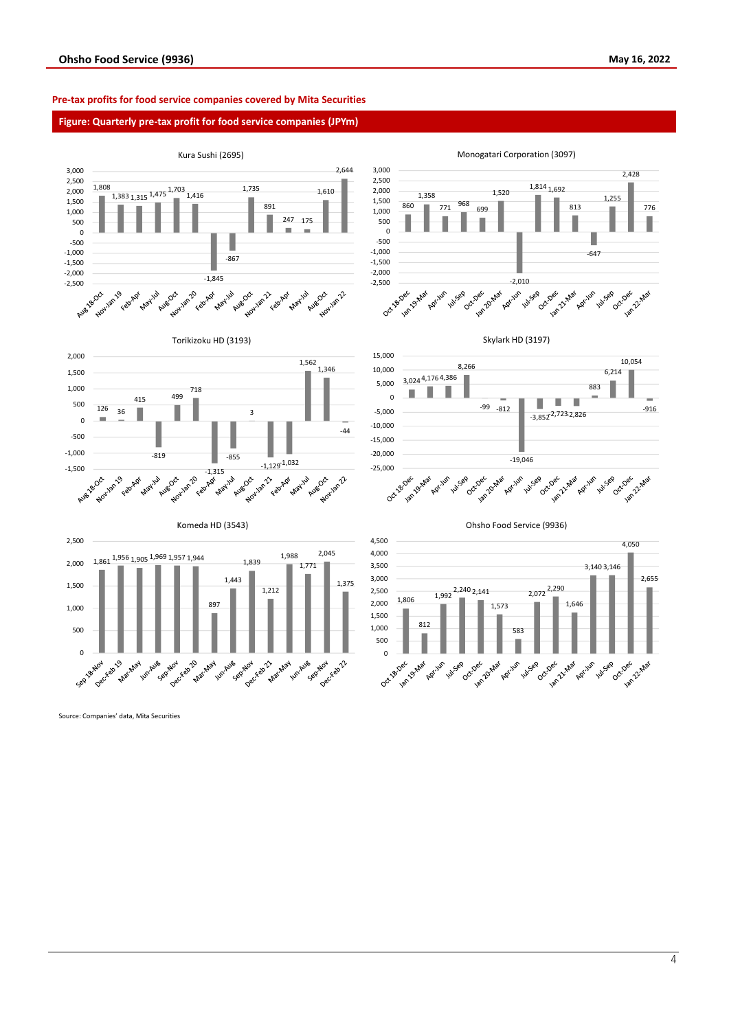**Pre-tax profits for food service companies covered by Mita Securities**

**Figure: Quarterly pre-tax profit for food service companies (JPYm)**

**Kura Sushi (2695)**

| Period | Pre-tax profit |
|---|---|
| Aug 18-Oct | 1,808 |
| Nov-Jan 19 | 1,383 |
| Feb-Apr | 1,315 |
| May-Jul | 1,475 |
| Aug-Oct | 1,703 |
| Nov-Jan 20 | 1,416 |
| Feb-Apr | -1,845 |
| May-Jul | -867 |
| Aug-Oct | 1,735 |
| Nov-Jan 21 | 891 |
| Feb-Apr | 247 |
| May-Jul | 175 |
| Aug-Oct | 1,610 |
| Nov-Jan 22 | 2,644 |

**Monogatari Corporation (3097)**

| Period | Pre-tax profit |
|---|---|
| Oct 18-Dec | 860 |
| Jan 19-Mar | 1,358 |
| Apr-Jun | 771 |
| Jul-Sep | 968 |
| Oct-Dec | 699 |
| Jan 20-Mar | 1,520 |
| Apr-Jun | -2,010 |
| Jul-Sep | 1,814 |
| Oct-Dec | 1,692 |
| Jan 21-Mar | 813 |
| Apr-Jun | -647 |
| Jul-Sep | 1,255 |
| Oct-Dec | 2,428 |
| Jan 22-Mar | 776 |

**Torikizoku HD (3193)**

| Period | Pre-tax profit |
|---|---|
| Aug 18-Oct | 126 |
| Nov-Jan 19 | 36 |
| Feb-Apr | 415 |
| May-Jul | -819 |
| Aug-Oct | 499 |
| Nov-Jan 20 | 718 |
| Feb-Apr | -1,315 |
| May-Jul | -855 |
| Aug-Oct | 3 |
| Nov-Jan 21 | -1,129 |
| Feb-Apr | -1,032 |
| May-Jul | 1,562 |
| Aug-Oct | 1,346 |
| Nov-Jan 22 | -44 |

**Skylark HD (3197)**

| Period | Pre-tax profit |
|---|---|
| Oct 18-Dec | 3,024 |
| Jan 19-Mar | 4,176 |
| Apr-Jun | 4,386 |
| Jul-Sep | 8,266 |
| Oct-Dec | -99 |
| Jan 20-Mar | -812 |
| Apr-Jun | -19,046 |
| Jul-Sep | -3,852 |
| Oct-Dec | -2,723 |
| Jan 21-Mar | -2,826 |
| Apr-Jun | 883 |
| Jul-Sep | 6,214 |
| Oct-Dec | 10,054 |
| Jan 22-Mar | -916 |

**Komeda HD (3543)**

| Period | Pre-tax profit |
|---|---|
| Sep 18-Nov | 1,861 |
| Dec-Feb 19 | 1,956 |
| Mar-May | 1,905 |
| Jun-Aug | 1,969 |
| Sep-Nov | 1,957 |
| Dec-Feb 20 | 1,944 |
| Mar-May | 897 |
| Jun-Aug | 1,443 |
| Sep-Nov | 1,839 |
| Dec-Feb 21 | 1,212 |
| Mar-May | 1,988 |
| Jun-Aug | 1,771 |
| Sep-Nov | 2,045 |
| Dec-Feb 22 | 1,375 |

**Ohsho Food Service (9936)**

| Period | Pre-tax profit |
|---|---|
| Oct 18-Dec | 1,806 |
| Jan 19-Mar | 812 |
| Apr-Jun | 1,992 |
| Jul-Sep | 2,240 |
| Oct-Dec | 2,141 |
| Jan 20-Mar | 1,573 |
| Apr-Jun | 583 |
| Jul-Sep | 2,072 |
| Oct-Dec | 2,290 |
| Jan 21-Mar | 1,646 |
| Apr-Jun | 3,140 |
| Jul-Sep | 3,146 |
| Oct-Dec | 4,050 |
| Jan 22-Mar | 2,655 |

Source: Companies' data, Mita Securities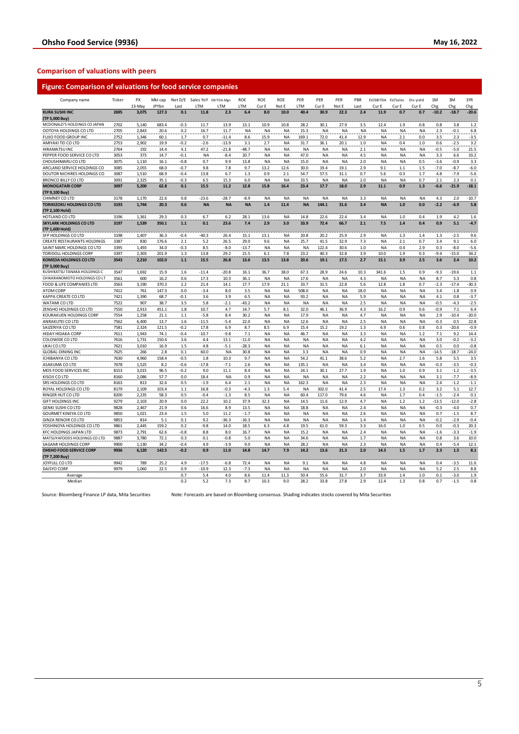## Comparison of valuations with peers

### Figure: Comparison of valuations for food service companies

| Company name | Ticker | PX 13-May | Mkt cap JPYbn | Net D/E Last | Sales YoY LTM | EBITDA Mgn LTM | ROE LTM | ROE Cur E | ROE Nxt E | PER LTM | PER Cur E | PER Nxt E | PBR Last | EV/EBITDA Cur E | EV/Sales Cur E | Div yield Cur E | 1M Chg | 3M Chg | 1YR Chg |
|---|---|---|---|---|---|---|---|---|---|---|---|---|---|---|---|---|---|---|---|
| **KURA SUSHI INC (TP 5,000 Buy)** | **2695** | **3,075** | **127.3** | **0.1** | **11.8** | **2.3** | **6.4** | **8.0** | **10.0** | **40.4** | **30.9** | **22.3** | **2.4** | **11.9** | **0.7** | **0.7** | **-10.2** | **-18.7** | **-20.6** |
| MCDONALD'S HOLDINGS CO JAPAN | 2702 | 5,140 | 683.4 | -0.3 | 11.7 | 13.9 | 13.1 | 10.9 | 10.8 | 28.2 | 30.1 | 27.9 | 3.5 | 12.4 | 1.9 | 0.8 | 0.8 | 3.8 | 1.2 |
| OOTOYA HOLDINGS CO LTD | 2705 | 2,843 | 20.6 | 0.2 | 16.7 | 11.7 | NA | NA | NA | 15.3 | NA | NA | NA | NA | NA | NA | 2.3 | -0.1 | 6.8 |
| FUJIO FOOD GROUP INC | 2752 | 1,346 | 60.1 | 1.7 | 0.7 | -11.4 | 8.6 | 15.9 | NA | 169.1 | 72.0 | 41.4 | 12.9 | NA | 2.1 | 0.0 | 3.5 | 2.3 | -3.5 |
| AMIYAKI TEI CO LTD | 2753 | 2,902 | 19.9 | -0.2 | -2.6 | -13.9 | 3.1 | 2.7 | NA | 31.7 | 36.1 | 20.1 | 1.0 | NA | 0.4 | 1.0 | 0.6 | -2.5 | 3.2 |
| HIRAMATSU INC | 2764 | 192 | 14.4 | 4.1 | 47.2 | -21.8 | -48.7 | NA | NA | NA | NA | NA | 2.1 | NA | NA | NA | -0.5 | -5.0 | 21.5 |
| PEPPER FOOD SERVICE CO LTD | 3053 | 373 | 14.7 | -0.1 | NA | -8.4 | 20.7 | NA | NA | 47.0 | NA | NA | 4.5 | NA | NA | NA | 3.3 | 6.6 | 33.2 |
| CHOUSHIMARU CO LTD | 3075 | 1,110 | 16.1 | -0.8 | 0.7 | 9.9 | 13.8 | NA | NA | 15.0 | NA | NA | 2.0 | NA | NA | 0.5 | -3.6 | -0.9 | 3.3 |
| ARCLAND SERVICE HOLDINGS CO | 3085 | 2,055 | 68.0 | -0.7 | 9.8 | 7.8 | 9.7 | 13.2 | 12.6 | 30.0 | 19.4 | 19.1 | 2.9 | 9.1 | 1.1 | 1.5 | -7.0 | -8.7 | -6.0 |
| DOUTOR NICHIRES HOLDINGS CO | 3087 | 1,510 | 68.9 | -0.4 | 13.8 | 6.7 | 1.3 | 0.9 | 2.1 | 54.7 | 57.5 | 31.1 | 0.7 | 5.6 | 0.3 | 1.7 | 4.8 | -7.9 | -5.6 |
| BRONCO BILLY CO LTD | 3091 | 2,325 | 35.1 | -0.3 | 6.5 | 15.3 | 6.0 | NA | NA | 33.5 | NA | NA | 2.0 | NA | NA | 0.7 | 2.1 | 2.3 | 0.1 |
| **MONOGATARI CORP (TP 9,100 Buy)** | **3097** | **5,200** | **62.8** | **0.1** | **15.5** | **11.2** | **12.8** | **15.8** | **16.4** | **23.4** | **17.7** | **18.0** | **2.9** | **11.1** | **0.9** | **1.3** | **-6.6** | **-21.9** | **-18.1** |
| CHIMNEY CO LTD | 3178 | 1,170 | 22.6 | 0.8 | -23.6 | -28.7 | -8.9 | NA | NA | NA | NA | NA | 3.3 | NA | NA | NA | 4.3 | 2.0 | -10.7 |
| **TORIKIZOKU HOLDINGS CO LTD (TP 2,100 Hold)** | **3193** | **1,744** | **20.3** | **0.6** | **NA** | **NA** | **NA** | **1.4** | **11.4** | **NA** | **144.1** | **31.6** | **3.4** | **NA** | **1.0** | **0.0** | **-2.2** | **-6.9** | **5.8** |
| HOTLAND CO LTD | 3196 | 1,361 | 29.3 | 0.3 | 6.7 | 6.2 | 28.1 | 13.6 | NA | 14.8 | 22.6 | 22.4 | 3.4 | NA | 1.0 | 0.4 | 1.9 | 4.2 | 1.6 |
| **SKYLARK HOLDINGS CO LTD (TP 1,600 Hold)** | **3197** | **1,539** | **350.1** | **1.1** | **0.1** | **23.6** | **7.4** | **2.9** | **3.0** | **33.9** | **72.4** | **66.7** | **2.1** | **7.5** | **1.4** | **0.4** | **0.9** | **5.1** | **-4.7** |
| SFP HOLDINGS CO LTD | 3198 | 1,407 | 36.3 | -0.4 | -40.3 | 26.4 | 15.1 | 13.1 | NA | 20.8 | 20.2 | 25.9 | 2.9 | NA | 1.3 | 1.4 | 1.3 | -2.5 | 9.6 |
| CREATE RESTAURANTS HOLDINGS | 3387 | 830 | 176.6 | 2.1 | 5.2 | 26.5 | 29.0 | 9.6 | NA | 25.7 | 41.5 | 32.9 | 7.3 | NA | 2.1 | 0.7 | 3.4 | 9.1 | 6.0 |
| SAINT MARC HOLDINGS CO LTD | 3395 | 1,493 | 34.0 | -0.3 | 8.5 | -8.0 | -13.7 | NA | NA | NA | 122.4 | 30.6 | 1.0 | NA | 0.4 | 2.9 | 0.3 | -8.0 | -5.6 |
| TORIDOLL HOLDINGS CORP | 3397 | 2,303 | 201.9 | 1.3 | 13.8 | 29.2 | 21.5 | 6.1 | 7.8 | 23.2 | 40.3 | 32.8 | 3.9 | 10.0 | 1.9 | 0.3 | -9.4 | -15.0 | 34.2 |
| **KOMEDA HOLDINGS CO LTD (TP 3,000 Buy)** | **3543** | **2,210** | **102.0** | **1.1** | **15.5** | **26.8** | **13.6** | **13.5** | **13.8** | **20.6** | **19.1** | **17.5** | **2.7** | **15.1** | **3.9** | **2.5** | **3.6** | **2.4** | **10.2** |
| KUSHIKATSU TANAKA HOLDINGS C | 3547 | 1,692 | 15.9 | 1.6 | -11.4 | -20.8 | 16.1 | 36.7 | 38.0 | 67.3 | 28.9 | 24.6 | 10.3 | 341.6 | 1.5 | 0.9 | -9.3 | -19.6 | 1.1 |
| CHIKARANOMOTO HOLDINGS CO LT | 3561 | 600 | 16.2 | 0.6 | 17.3 | 10.3 | 36.1 | NA | NA | 17.6 | NA | NA | 4.3 | NA | NA | NA | 8.7 | 5.3 | 0.8 |
| FOOD & LIFE COMPANIES LTD | 3563 | 3,190 | 370.3 | 2.2 | 21.4 | 14.1 | 17.7 | 17.9 | 21.1 | 33.7 | 31.5 | 22.8 | 5.6 | 12.8 | 1.8 | 0.7 | -2.3 | -17.4 | -30.3 |
| ATOM CORP | 7412 | 761 | 147.3 | 0.0 | -3.4 | 8.0 | 3.5 | NA | NA | 508.0 | NA | NA | 18.0 | NA | NA | NA | 3.4 | -1.8 | 0.9 |
| KAPPA CREATE CO LTD | 7421 | 1,390 | 68.7 | -0.1 | 3.6 | 3.9 | 6.5 | NA | NA | 93.2 | NA | NA | 5.9 | NA | NA | NA | 4.1 | 0.8 | -3.7 |
| WATAMI CO LTD | 7522 | 907 | 38.7 | 3.5 | 5.8 | -2.1 | -43.2 | NA | NA | NA | NA | NA | 2.5 | NA | NA | NA | -0.5 | -4.3 | -2.5 |
| ZENSHO HOLDINGS CO LTD | 7550 | 2,913 | 451.1 | 1.8 | 10.7 | 4.7 | 14.7 | 5.7 | 8.1 | 32.0 | 46.1 | 36.9 | 4.3 | 16.2 | 0.9 | 0.6 | -0.9 | 7.1 | 6.4 |
| KOURAKUEN HOLDINGS CORP | 7554 | 1,258 | 21.1 | 1.1 | -5.8 | 8.4 | 30.2 | NA | NA | 17.9 | NA | NA | 4.7 | NA | NA | NA | 2.9 | -10.4 | -20.0 |
| ANRAKUTEI CO LTD | 7562 | 6,400 | 13.7 | 1.6 | -11.5 | -5.4 | 22.0 | NA | NA | 12.6 | NA | NA | 2.5 | NA | NA | NA | -0.3 | 0.5 | 22.8 |
| SAIZERIYA CO LTD | 7581 | 2,324 | 121.5 | -0.2 | 17.8 | 6.9 | 8.7 | 8.5 | 6.9 | 15.4 | 15.2 | 19.2 | 1.3 | 6.9 | 0.6 | 0.8 | 0.3 | -20.6 | -0.9 |
| HIDAY HIDAKA CORP | 7611 | 1,943 | 74.1 | -0.4 | -10.7 | -9.8 | 7.1 | NA | NA | 46.7 | NA | NA | 3.3 | NA | NA | 1.2 | 7.1 | 9.2 | 14.4 |
| COLOWIDE CO LTD | 7616 | 1,731 | 150.4 | 3.6 | 4.4 | 13.1 | -11.0 | NA | NA | NA | NA | NA | 4.2 | NA | NA | NA | 3.0 | -0.2 | -3.2 |
| UKAI CO LTD | 7621 | 3,010 | 16.9 | 1.5 | 4.8 | -5.1 | -28.3 | NA | NA | NA | NA | NA | 6.1 | NA | NA | NA | 0.5 | 0.0 | -0.8 |
| GLOBAL-DINING INC | 7625 | 266 | 2.8 | 0.1 | 60.0 | NA | 30.8 | NA | NA | 3.3 | NA | NA | 0.9 | NA | NA | NA | -14.5 | -18.7 | -24.0 |
| ICHIBANYA CO LTD | 7630 | 4,960 | 158.4 | -0.5 | 1.8 | 10.3 | 9.7 | NA | NA | 54.2 | 41.1 | 38.6 | 5.2 | NA | 2.7 | 1.6 | 5.8 | 5.5 | 3.5 |
| ASAKUMA CO LTD | 7678 | 1,525 | 8.2 | -0.6 | -17.8 | -7.1 | 2.6 | NA | NA | 135.1 | NA | NA | 3.4 | NA | NA | NA | -0.3 | -3.5 | -0.3 |
| MOS FOOD SERVICES INC | 8153 | 3,015 | 96.5 | -0.2 | 9.0 | 11.1 | 8.4 | NA | NA | 24.1 | 30.1 | 27.7 | 1.9 | NA | 1.0 | 0.9 | 3.1 | -1.2 | -3.5 |
| KISOJI CO LTD | 8160 | 2,086 | 57.7 | 0.0 | 18.4 | NA | 0.9 | NA | NA | NA | NA | NA | 2.2 | NA | NA | NA | 3.1 | -7.7 | -8.9 |
| SRS HOLDINGS CO LTD | 8163 | 813 | 32.6 | 0.5 | -1.9 | 6.4 | 2.1 | NA | NA | 162.3 | NA | NA | 2.3 | NA | NA | NA | 2.4 | -1.2 | -1.1 |
| ROYAL HOLDINGS CO LTD | 8179 | 2,109 | 103.4 | 1.1 | 16.8 | -0.3 | -4.3 | 1.3 | 5.4 | NA | 302.0 | 41.4 | 2.5 | 17.4 | 1.3 | 0.2 | 3.2 | 5.1 | 12.7 |
| RINGER HUT CO LTD | 8200 | 2,235 | 58.3 | 0.5 | -0.4 | -1.3 | 8.5 | NA | NA | 60.4 | 117.0 | 79.6 | 4.6 | NA | 1.7 | 0.4 | -1.5 | -2.4 | 0.1 |
| GIFT HOLDINGS INC | 9279 | 2,103 | 20.9 | 0.0 | 22.2 | 10.2 | 37.9 | 32.3 | NA | 14.5 | 11.6 | 12.9 | 4.7 | NA | 1.2 | 1.2 | -13.5 | -12.0 | -2.8 |
| GENKI SUSHI CO LTD | 9828 | 2,467 | 21.9 | 0.6 | 16.6 | 8.9 | 13.5 | NA | NA | 18.8 | NA | NA | 2.4 | NA | NA | NA | -0.3 | -4.0 | 0.7 |
| GOURMET KINEYA CO LTD | 9850 | 1,021 | 23.4 | 1.5 | 5.0 | 11.2 | -1.7 | NA | NA | NA | NA | NA | 2.6 | NA | NA | NA | 0.7 | -1.5 | 8.7 |
| GINZA RENOIR CO LTD | 9853 | 814 | 5.1 | 0.1 | 9.2 | -36.3 | -16.3 | NA | NA | NA | NA | NA | 1.4 | NA | NA | NA | -0.2 | -2.9 | -0.4 |
| YOSHINOYA HOLDINGS CO LTD | 9861 | 2,445 | 159.2 | 0.2 | -9.8 | 14.0 | 18.5 | 6.3 | 4.8 | 19.5 | 61.0 | 59.3 | 3.3 | 16.0 | 1.0 | 0.5 | 0.0 | -0.3 | 20.3 |
| KFC HOLDINGS JAPAN LTD | 9873 | 2,791 | 62.6 | -0.8 | 8.8 | 8.0 | 16.7 | NA | NA | 15.2 | NA | NA | 2.4 | NA | NA | NA | -1.6 | -3.3 | -1.9 |
| MATSUYAFOODS HOLDINGS CO LTD | 9887 | 3,780 | 72.1 | 0.3 | 0.1 | -0.8 | 5.0 | NA | NA | 34.6 | NA | NA | 1.7 | NA | NA | NA | 0.8 | 3.6 | 10.0 |
| SAGAMI HOLDINGS CORP | 9900 | 1,130 | 34.2 | -0.4 | 4.9 | -3.9 | 9.0 | NA | NA | 28.2 | NA | NA | 2.3 | NA | NA | NA | 0.4 | -5.4 | 12.1 |
| **OHSHO FOOD SERVICE CORP (TP 7,200 Buy)** | **9936** | **6,120** | **142.5** | **-0.2** | **0.9** | **11.0** | **14.8** | **14.7** | **7.9** | **14.2** | **13.6** | **21.3** | **2.0** | **14.3** | **1.5** | **1.7** | **2.3** | **1.5** | **8.1** |
| JOYFULL CO LTD | 9942 | 789 | 25.2 | 4.9 | -17.5 | -6.8 | 72.4 | NA | NA | 9.1 | NA | NA | 4.8 | NA | NA | NA | 0.4 | -3.5 | 11.6 |
| DAISYO CORP | 9979 | 1,060 | 22.5 | 0.9 | -10.9 | 12.3 | -7.3 | NA | NA | NA | NA | NA | 2.0 | NA | NA | NA | 5.2 | 2.5 | 8.8 |
| Average | | | | 0.7 | 5.4 | 4.0 | 8.6 | 11.4 | 11.3 | 50.4 | 55.6 | 31.7 | 3.7 | 33.9 | 1.4 | 1.0 | 0.1 | -3.0 | 1.9 |
| Median | | | | 0.2 | 5.2 | 7.3 | 8.7 | 10.3 | 9.0 | 28.2 | 33.8 | 27.8 | 2.9 | 12.4 | 1.3 | 0.8 | 0.7 | -1.5 | 0.8 |

Source: Bloomberg Finance LP data, Mita Securities    Note: Forecasts are based on Bloomberg consensus. Shading indicates stocks covered by Mita Securities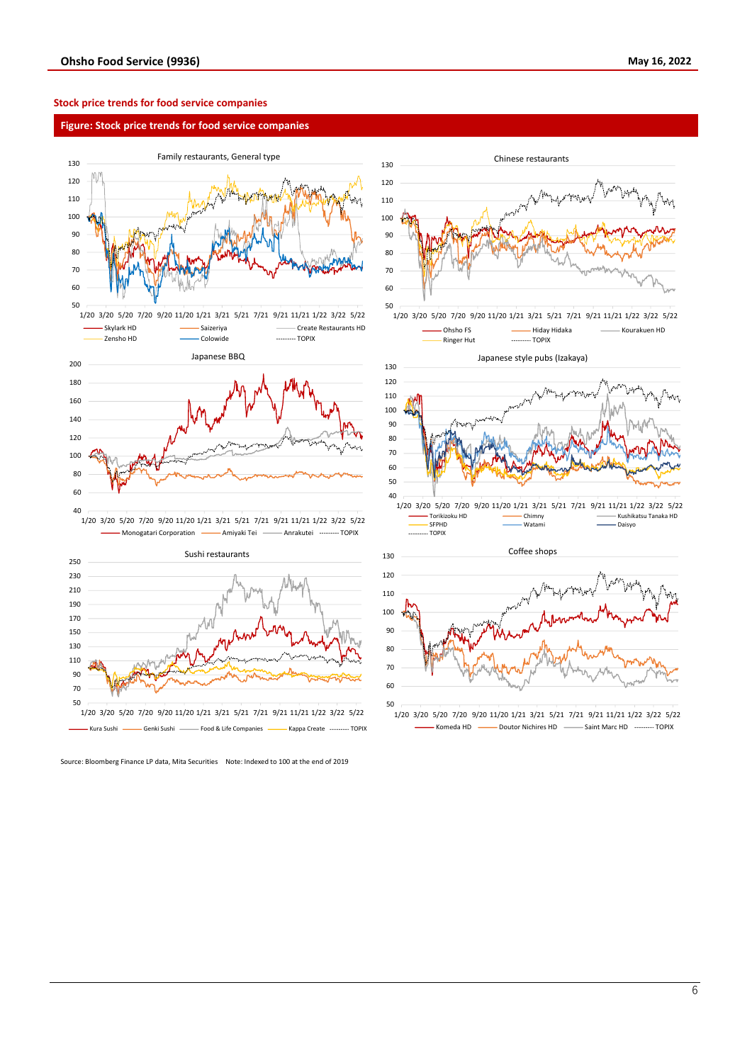## Stock price trends for food service companies

**Figure: Stock price trends for food service companies**

Family restaurants, General type

Skylark HD, Saizeriya, Create Restaurants HD, Zensho HD, Colowide, TOPIX

Chinese restaurants

Ohsho FS, Hiday Hidaka, Kourakuen HD, Ringer Hut, TOPIX

Japanese BBQ

Monogatari Corporation, Amiyaki Tei, Anrakutei, TOPIX

Japanese style pubs (Izakaya)

Torikizoku HD, Chimny, Kushikatsu Tanaka HD, SFPHD, Watami, Daisyo, TOPIX

Sushi restaurants

Kura Sushi, Genki Sushi, Food & Life Companies, Kappa Create, TOPIX

Coffee shops

Komeda HD, Doutor Nichires HD, Saint Marc HD, TOPIX

Source: Bloomberg Finance LP data, Mita Securities  Note: Indexed to 100 at the end of 2019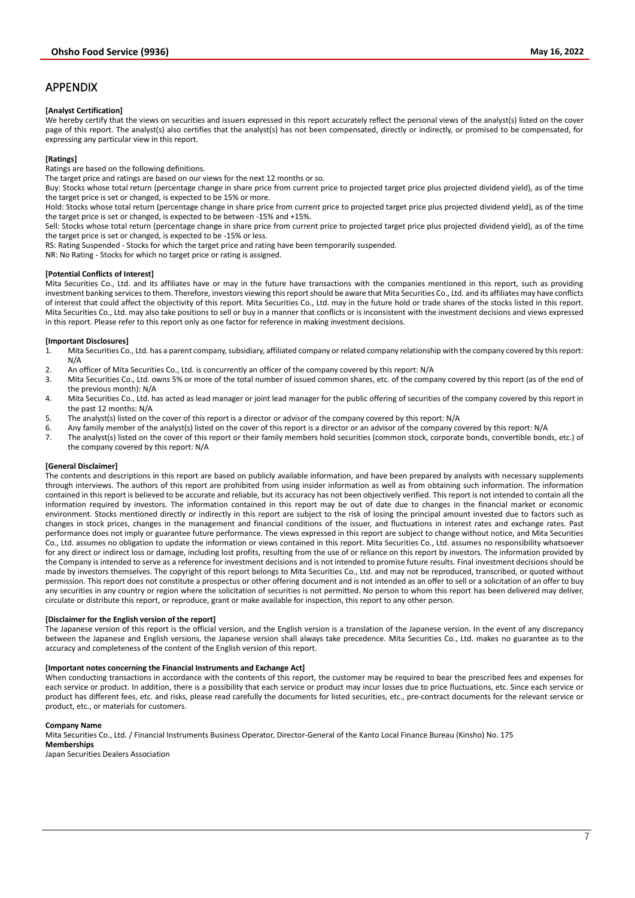# APPENDIX

**[Analyst Certification]**

We hereby certify that the views on securities and issuers expressed in this report accurately reflect the personal views of the analyst(s) listed on the cover page of this report. The analyst(s) also certifies that the analyst(s) has not been compensated, directly or indirectly, or promised to be compensated, for expressing any particular view in this report.

**[Ratings]**

Ratings are based on the following definitions.

The target price and ratings are based on our views for the next 12 months or so.

Buy: Stocks whose total return (percentage change in share price from current price to projected target price plus projected dividend yield), as of the time the target price is set or changed, is expected to be 15% or more.

Hold: Stocks whose total return (percentage change in share price from current price to projected target price plus projected dividend yield), as of the time the target price is set or changed, is expected to be between -15% and +15%.

Sell: Stocks whose total return (percentage change in share price from current price to projected target price plus projected dividend yield), as of the time the target price is set or changed, is expected to be -15% or less.

RS: Rating Suspended - Stocks for which the target price and rating have been temporarily suspended.

NR: No Rating - Stocks for which no target price or rating is assigned.

**[Potential Conflicts of Interest]**

Mita Securities Co., Ltd. and its affiliates have or may in the future have transactions with the companies mentioned in this report, such as providing investment banking services to them. Therefore, investors viewing this report should be aware that Mita Securities Co., Ltd. and its affiliates may have conflicts of interest that could affect the objectivity of this report. Mita Securities Co., Ltd. may in the future hold or trade shares of the stocks listed in this report. Mita Securities Co., Ltd. may also take positions to sell or buy in a manner that conflicts or is inconsistent with the investment decisions and views expressed in this report. Please refer to this report only as one factor for reference in making investment decisions.

**[Important Disclosures]**

1. Mita Securities Co., Ltd. has a parent company, subsidiary, affiliated company or related company relationship with the company covered by this report: N/A
2. An officer of Mita Securities Co., Ltd. is concurrently an officer of the company covered by this report: N/A
3. Mita Securities Co., Ltd. owns 5% or more of the total number of issued common shares, etc. of the company covered by this report (as of the end of the previous month): N/A
4. Mita Securities Co., Ltd. has acted as lead manager or joint lead manager for the public offering of securities of the company covered by this report in the past 12 months: N/A
5. The analyst(s) listed on the cover of this report is a director or advisor of the company covered by this report: N/A
6. Any family member of the analyst(s) listed on the cover of this report is a director or an advisor of the company covered by this report: N/A
7. The analyst(s) listed on the cover of this report or their family members hold securities (common stock, corporate bonds, convertible bonds, etc.) of the company covered by this report: N/A

**[General Disclaimer]**

The contents and descriptions in this report are based on publicly available information, and have been prepared by analysts with necessary supplements through interviews. The authors of this report are prohibited from using insider information as well as from obtaining such information. The information contained in this report is believed to be accurate and reliable, but its accuracy has not been objectively verified. This report is not intended to contain all the information required by investors. The information contained in this report may be out of date due to changes in the financial market or economic environment. Stocks mentioned directly or indirectly in this report are subject to the risk of losing the principal amount invested due to factors such as changes in stock prices, changes in the management and financial conditions of the issuer, and fluctuations in interest rates and exchange rates. Past performance does not imply or guarantee future performance. The views expressed in this report are subject to change without notice, and Mita Securities Co., Ltd. assumes no obligation to update the information or views contained in this report. Mita Securities Co., Ltd. assumes no responsibility whatsoever for any direct or indirect loss or damage, including lost profits, resulting from the use of or reliance on this report by investors. The information provided by the Company is intended to serve as a reference for investment decisions and is not intended to promise future results. Final investment decisions should be made by investors themselves. The copyright of this report belongs to Mita Securities Co., Ltd. and may not be reproduced, transcribed, or quoted without permission. This report does not constitute a prospectus or other offering document and is not intended as an offer to sell or a solicitation of an offer to buy any securities in any country or region where the solicitation of securities is not permitted. No person to whom this report has been delivered may deliver, circulate or distribute this report, or reproduce, grant or make available for inspection, this report to any other person.

**[Disclaimer for the English version of the report]**

The Japanese version of this report is the official version, and the English version is a translation of the Japanese version. In the event of any discrepancy between the Japanese and English versions, the Japanese version shall always take precedence. Mita Securities Co., Ltd. makes no guarantee as to the accuracy and completeness of the content of the English version of this report.

**[Important notes concerning the Financial Instruments and Exchange Act]**

When conducting transactions in accordance with the contents of this report, the customer may be required to bear the prescribed fees and expenses for each service or product. In addition, there is a possibility that each service or product may incur losses due to price fluctuations, etc. Since each service or product has different fees, etc. and risks, please read carefully the documents for listed securities, etc., pre-contract documents for the relevant service or product, etc., or materials for customers.

**Company Name**

Mita Securities Co., Ltd. / Financial Instruments Business Operator, Director-General of the Kanto Local Finance Bureau (Kinsho) No. 175

**Memberships**

Japan Securities Dealers Association